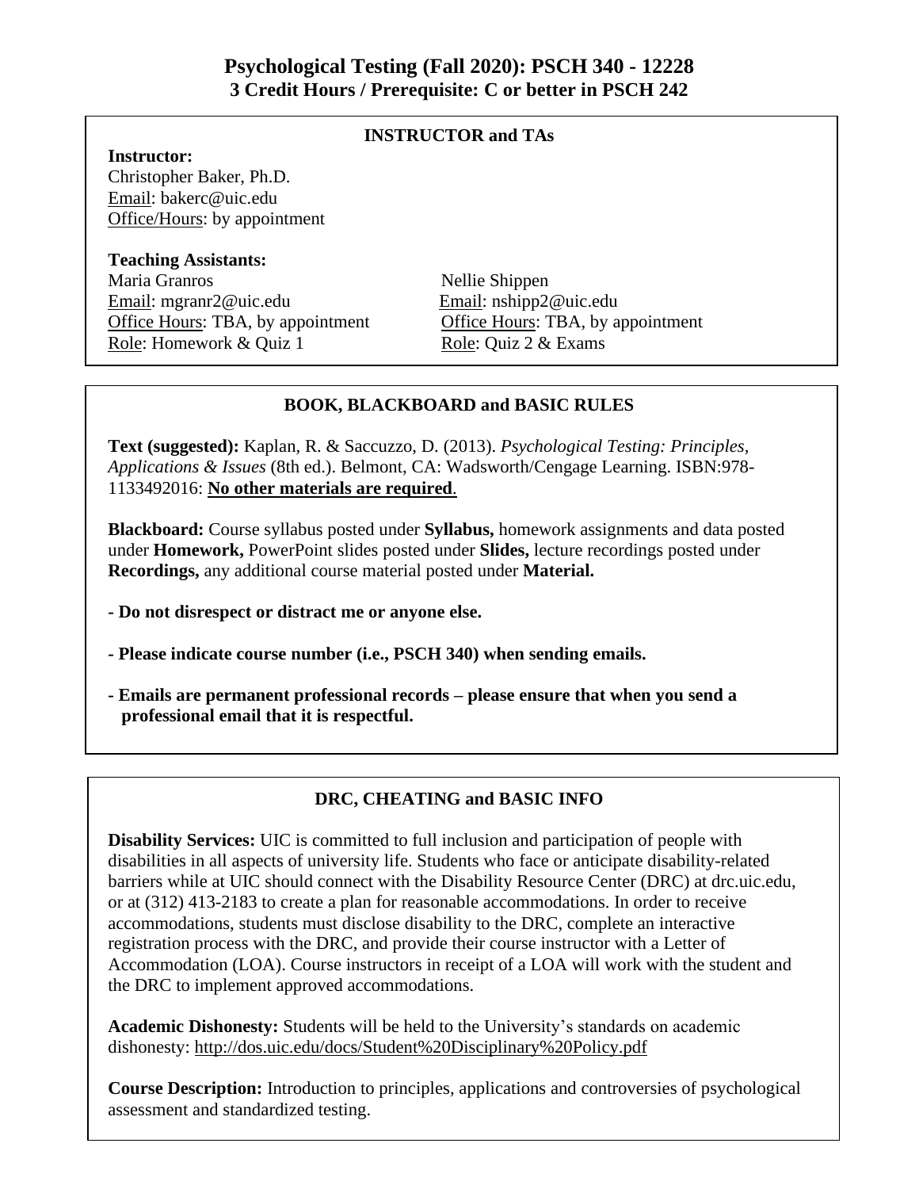# Psychological Testing (Fall 2020): PSCH 340 - 12228
## 3 Credit Hours / Prerequisite: C or better in PSCH 242

### INSTRUCTOR and TAs

**Instructor:**
Christopher Baker, Ph.D.
Email: bakerc@uic.edu
Office/Hours: by appointment

**Teaching Assistants:**

Maria Granros
Email: mgranr2@uic.edu
Office Hours: TBA, by appointment
Role: Homework & Quiz 1

Nellie Shippen
Email: nshipp2@uic.edu
Office Hours: TBA, by appointment
Role: Quiz 2 & Exams

### BOOK, BLACKBOARD and BASIC RULES

**Text (suggested):** Kaplan, R. & Saccuzzo, D. (2013). *Psychological Testing: Principles, Applications & Issues* (8th ed.). Belmont, CA: Wadsworth/Cengage Learning. ISBN:978-1133492016: **No other materials are required**.

**Blackboard:** Course syllabus posted under **Syllabus,** homework assignments and data posted under **Homework,** PowerPoint slides posted under **Slides,** lecture recordings posted under **Recordings,** any additional course material posted under **Material.**

**- Do not disrespect or distract me or anyone else.**

**- Please indicate course number (i.e., PSCH 340) when sending emails.**

**- Emails are permanent professional records – please ensure that when you send a professional email that it is respectful.**

### DRC, CHEATING and BASIC INFO

**Disability Services:** UIC is committed to full inclusion and participation of people with disabilities in all aspects of university life. Students who face or anticipate disability-related barriers while at UIC should connect with the Disability Resource Center (DRC) at drc.uic.edu, or at (312) 413-2183 to create a plan for reasonable accommodations. In order to receive accommodations, students must disclose disability to the DRC, complete an interactive registration process with the DRC, and provide their course instructor with a Letter of Accommodation (LOA). Course instructors in receipt of a LOA will work with the student and the DRC to implement approved accommodations.

**Academic Dishonesty:** Students will be held to the University's standards on academic dishonesty: http://dos.uic.edu/docs/Student%20Disciplinary%20Policy.pdf

**Course Description:** Introduction to principles, applications and controversies of psychological assessment and standardized testing.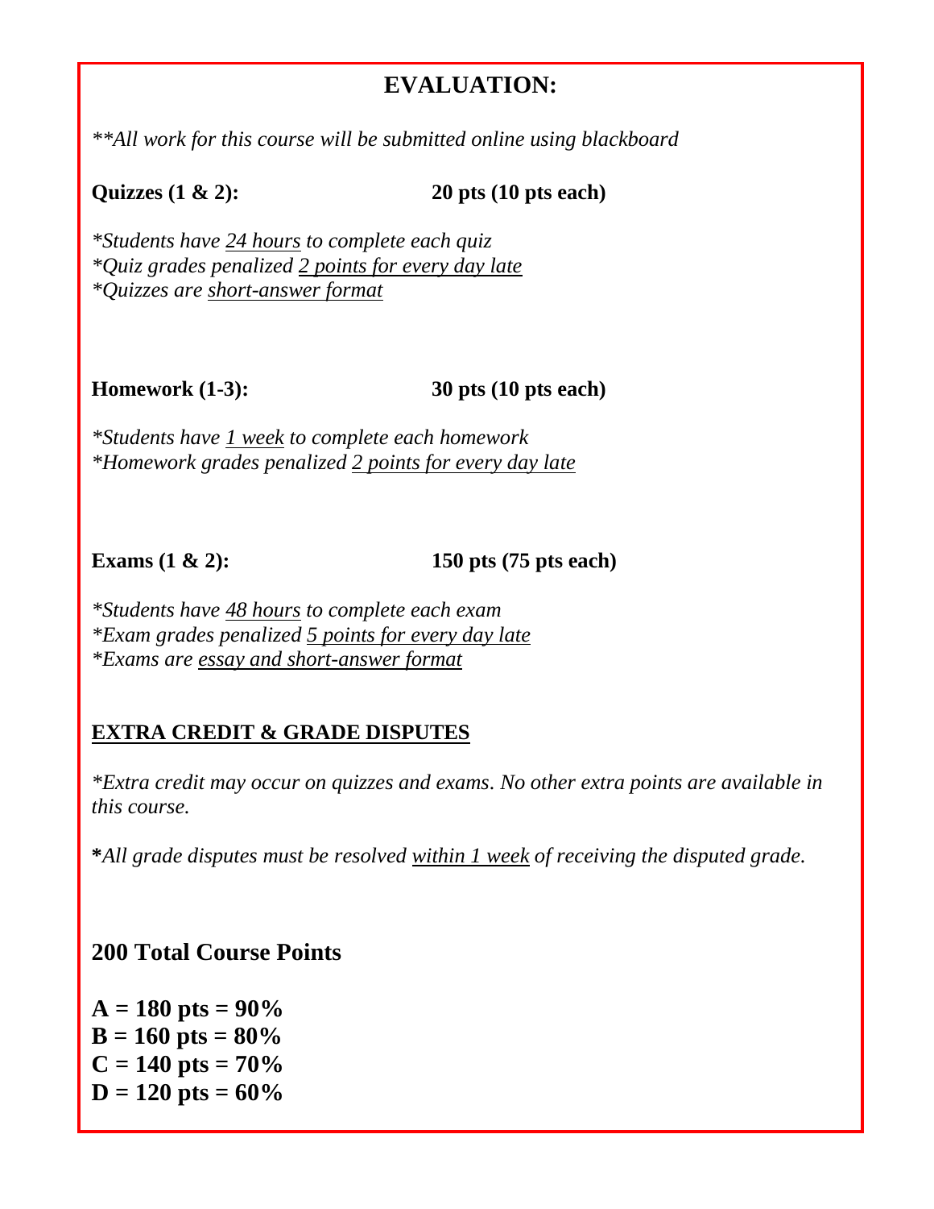# EVALUATION:

*\*\*All work for this course will be submitted online using blackboard*

**Quizzes (1 & 2): 20 pts (10 pts each)**

*\*Students have 24 hours to complete each quiz*
*\*Quiz grades penalized 2 points for every day late*
*\*Quizzes are short-answer format*

**Homework (1-3): 30 pts (10 pts each)**

*\*Students have 1 week to complete each homework*
*\*Homework grades penalized 2 points for every day late*

**Exams (1 & 2): 150 pts (75 pts each)**

*\*Students have 48 hours to complete each exam*
*\*Exam grades penalized 5 points for every day late*
*\*Exams are essay and short-answer format*

**EXTRA CREDIT & GRADE DISPUTES**

*\*Extra credit may occur on quizzes and exams. No other extra points are available in this course.*

**\***_All grade disputes must be resolved within 1 week of receiving the disputed grade._

## 200 Total Course Points

**A = 180 pts = 90%**
**B = 160 pts = 80%**
**C = 140 pts = 70%**
**D = 120 pts = 60%**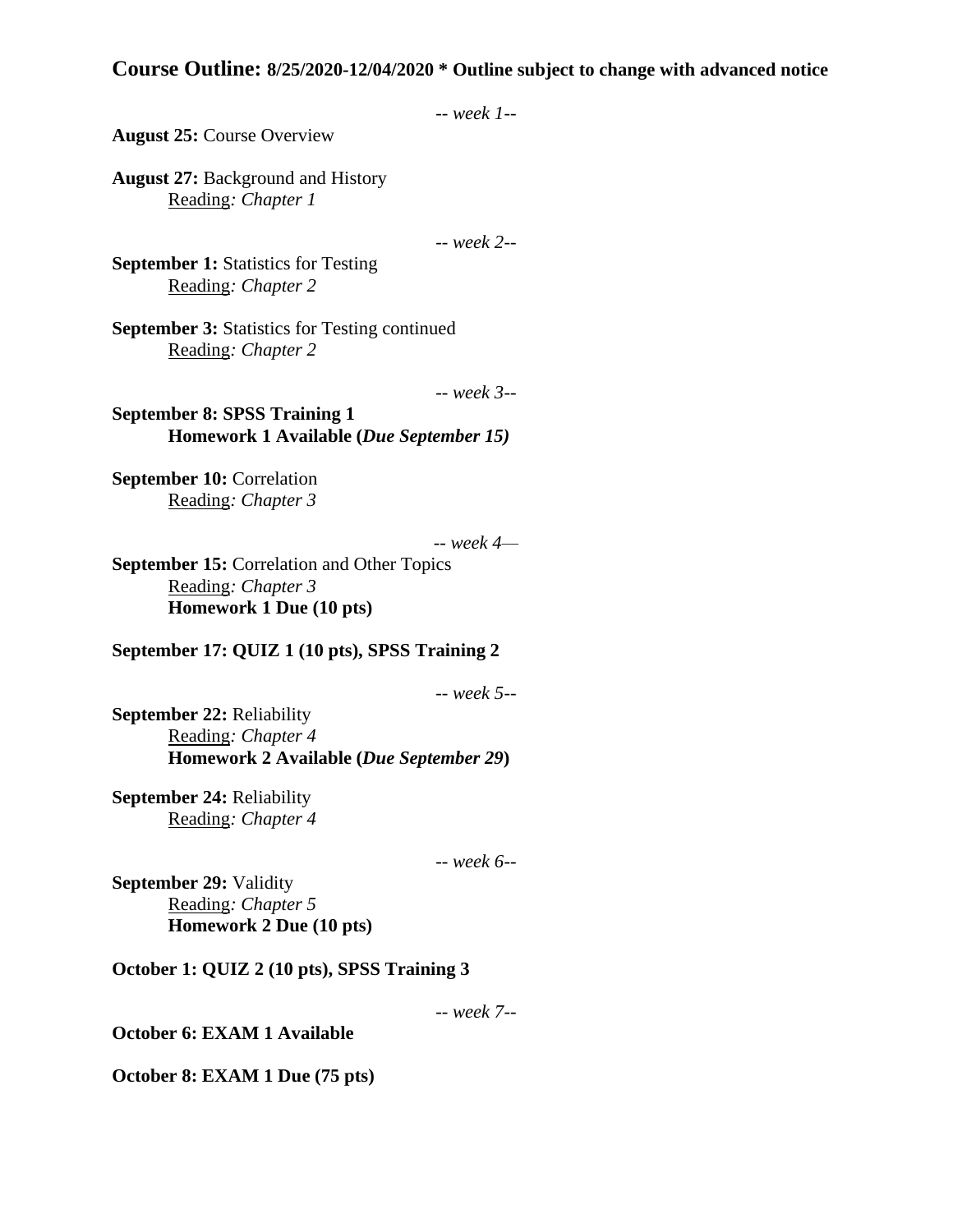## **Course Outline:** 8/25/2020-12/04/2020 * Outline subject to change with advanced notice

*-- week 1--*

**August 25:** Course Overview

**August 27:** Background and History
Reading*: Chapter 1*

*-- week 2--*

**September 1:** Statistics for Testing
Reading*: Chapter 2*

**September 3:** Statistics for Testing continued
Reading*: Chapter 2*

*-- week 3--*

**September 8: SPSS Training 1**
**Homework 1 Available (*Due September 15)***

**September 10:** Correlation
Reading*: Chapter 3*

*-- week 4—*

**September 15:** Correlation and Other Topics
Reading*: Chapter 3*
**Homework 1 Due (10 pts)**

**September 17: QUIZ 1 (10 pts), SPSS Training 2**

*-- week 5--*

**September 22:** Reliability
Reading*: Chapter 4*
**Homework 2 Available (*Due September 29*)**

**September 24:** Reliability
Reading*: Chapter 4*

*-- week 6--*

**September 29:** Validity
Reading*: Chapter 5*
**Homework 2 Due (10 pts)**

**October 1: QUIZ 2 (10 pts), SPSS Training 3**

*-- week 7--*

**October 6: EXAM 1 Available**

**October 8: EXAM 1 Due (75 pts)**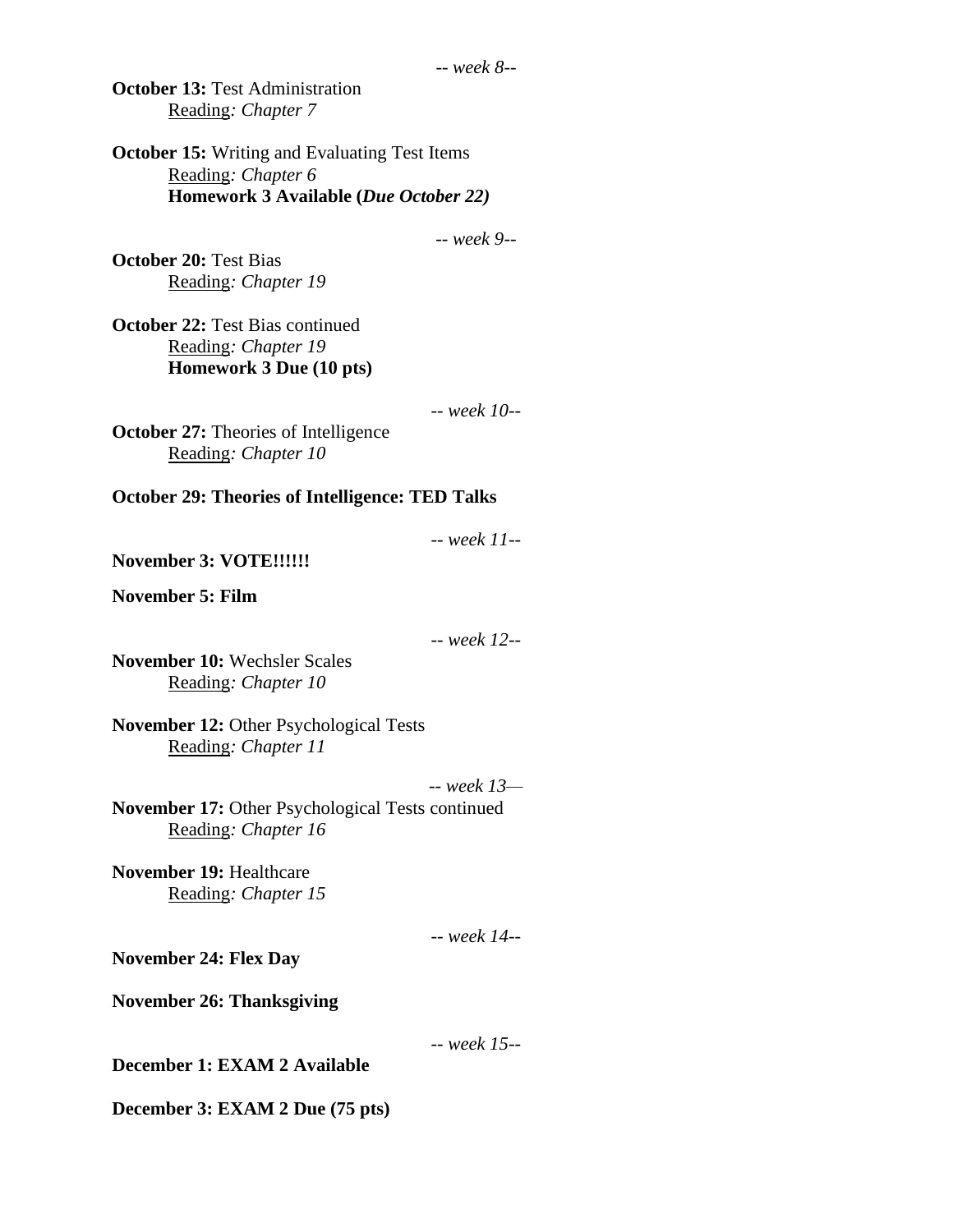*-- week 8--*

**October 13:** Test Administration
Reading*: Chapter 7*

**October 15:** Writing and Evaluating Test Items
Reading*: Chapter 6*
**Homework 3 Available (*Due October 22)***

*-- week 9--*

**October 20:** Test Bias
Reading*: Chapter 19*

**October 22:** Test Bias continued
Reading*: Chapter 19*
**Homework 3 Due (10 pts)**

*-- week 10--*

**October 27:** Theories of Intelligence
Reading*: Chapter 10*

**October 29: Theories of Intelligence: TED Talks**

*-- week 11--*

**November 3: VOTE!!!!!!**

**November 5: Film**

*-- week 12--*

**November 10:** Wechsler Scales
Reading*: Chapter 10*

**November 12:** Other Psychological Tests
Reading*: Chapter 11*

*-- week 13—*

**November 17:** Other Psychological Tests continued
Reading*: Chapter 16*

**November 19:** Healthcare
Reading*: Chapter 15*

*-- week 14--*

**November 24: Flex Day**

**November 26: Thanksgiving**

*-- week 15--*

**December 1: EXAM 2 Available**

**December 3: EXAM 2 Due (75 pts)**